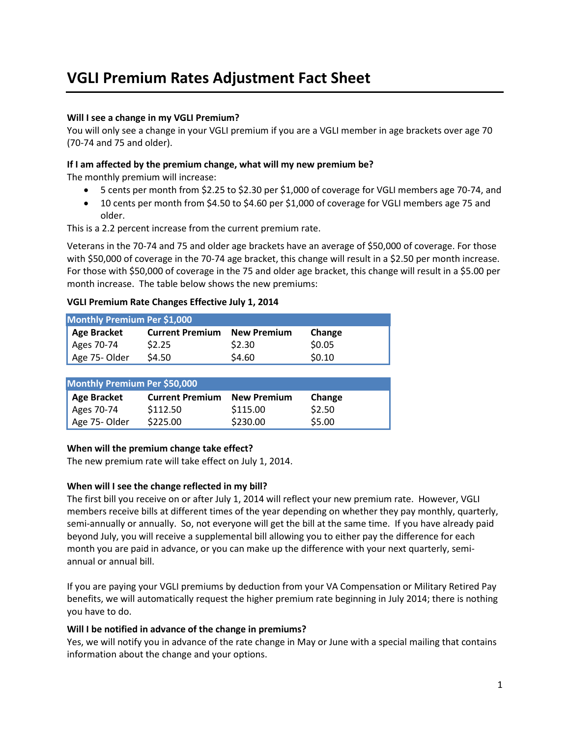# VGLI Premium Rates Adjustment Fact Sheet

**Will I see a change in my VGLI Premium?**

You will only see a change in your VGLI premium if you are a VGLI member in age brackets over age 70 (70-74 and 75 and older).

**If I am affected by the premium change, what will my new premium be?**

The monthly premium will increase:

- 5 cents per month from $2.25 to $2.30 per $1,000 of coverage for VGLI members age 70-74, and
- 10 cents per month from $4.50 to $4.60 per $1,000 of coverage for VGLI members age 75 and older.

This is a 2.2 percent increase from the current premium rate.

Veterans in the 70-74 and 75 and older age brackets have an average of $50,000 of coverage. For those with $50,000 of coverage in the 70-74 age bracket, this change will result in a $2.50 per month increase. For those with $50,000 of coverage in the 75 and older age bracket, this change will result in a $5.00 per month increase. The table below shows the new premiums:

**VGLI Premium Rate Changes Effective July 1, 2014**

| Monthly Premium Per $1,000 | | | |
|---|---|---|---|
| **Age Bracket** | **Current Premium** | **New Premium** | **Change** |
| Ages 70-74 | $2.25 | $2.30 | $0.05 |
| Age 75- Older | $4.50 | $4.60 | $0.10 |

| Monthly Premium Per $50,000 | | | |
|---|---|---|---|
| **Age Bracket** | **Current Premium** | **New Premium** | **Change** |
| Ages 70-74 | $112.50 | $115.00 | $2.50 |
| Age 75- Older | $225.00 | $230.00 | $5.00 |

**When will the premium change take effect?**

The new premium rate will take effect on July 1, 2014.

**When will I see the change reflected in my bill?**

The first bill you receive on or after July 1, 2014 will reflect your new premium rate. However, VGLI members receive bills at different times of the year depending on whether they pay monthly, quarterly, semi-annually or annually. So, not everyone will get the bill at the same time. If you have already paid beyond July, you will receive a supplemental bill allowing you to either pay the difference for each month you are paid in advance, or you can make up the difference with your next quarterly, semi-annual or annual bill.

If you are paying your VGLI premiums by deduction from your VA Compensation or Military Retired Pay benefits, we will automatically request the higher premium rate beginning in July 2014; there is nothing you have to do.

**Will I be notified in advance of the change in premiums?**

Yes, we will notify you in advance of the rate change in May or June with a special mailing that contains information about the change and your options.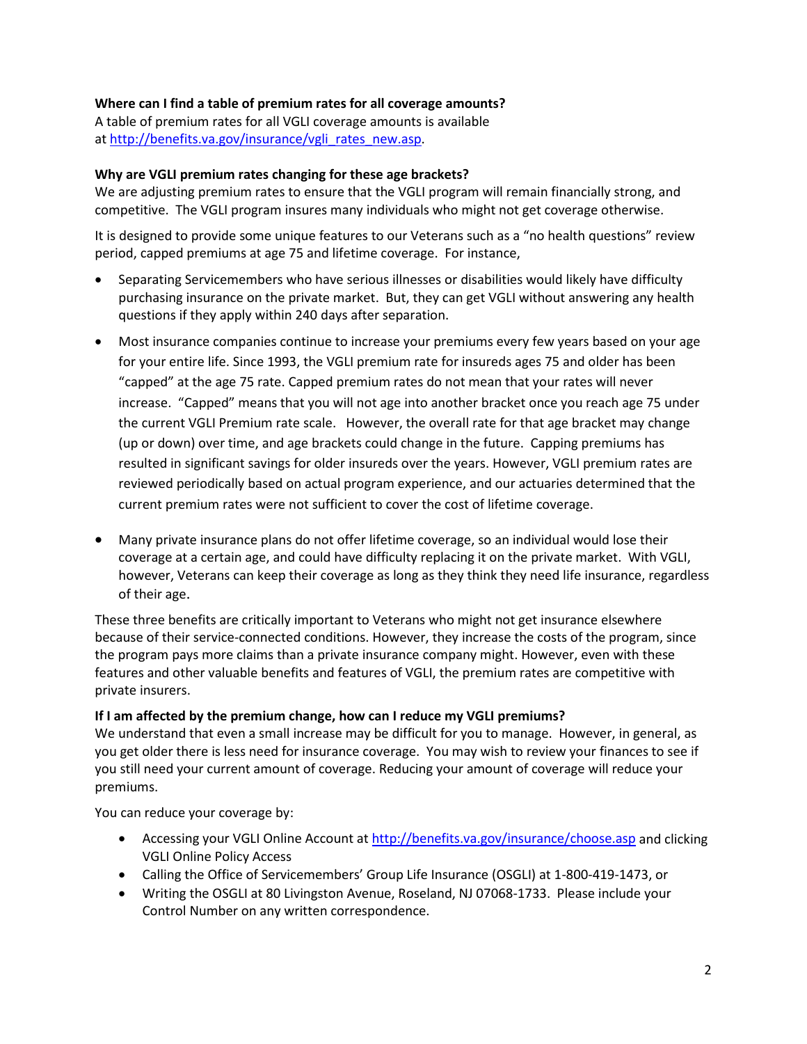**Where can I find a table of premium rates for all coverage amounts?**

A table of premium rates for all VGLI coverage amounts is available at [http://benefits.va.gov/insurance/vgli_rates_new.asp](http://benefits.va.gov/insurance/vgli_rates_new.asp).

**Why are VGLI premium rates changing for these age brackets?**

We are adjusting premium rates to ensure that the VGLI program will remain financially strong, and competitive. The VGLI program insures many individuals who might not get coverage otherwise.

It is designed to provide some unique features to our Veterans such as a "no health questions" review period, capped premiums at age 75 and lifetime coverage. For instance,

- Separating Servicemembers who have serious illnesses or disabilities would likely have difficulty purchasing insurance on the private market. But, they can get VGLI without answering any health questions if they apply within 240 days after separation.
- Most insurance companies continue to increase your premiums every few years based on your age for your entire life. Since 1993, the VGLI premium rate for insureds ages 75 and older has been "capped" at the age 75 rate. Capped premium rates do not mean that your rates will never increase. "Capped" means that you will not age into another bracket once you reach age 75 under the current VGLI Premium rate scale. However, the overall rate for that age bracket may change (up or down) over time, and age brackets could change in the future. Capping premiums has resulted in significant savings for older insureds over the years. However, VGLI premium rates are reviewed periodically based on actual program experience, and our actuaries determined that the current premium rates were not sufficient to cover the cost of lifetime coverage.
- Many private insurance plans do not offer lifetime coverage, so an individual would lose their coverage at a certain age, and could have difficulty replacing it on the private market. With VGLI, however, Veterans can keep their coverage as long as they think they need life insurance, regardless of their age.

These three benefits are critically important to Veterans who might not get insurance elsewhere because of their service-connected conditions. However, they increase the costs of the program, since the program pays more claims than a private insurance company might. However, even with these features and other valuable benefits and features of VGLI, the premium rates are competitive with private insurers.

**If I am affected by the premium change, how can I reduce my VGLI premiums?**

We understand that even a small increase may be difficult for you to manage. However, in general, as you get older there is less need for insurance coverage. You may wish to review your finances to see if you still need your current amount of coverage. Reducing your amount of coverage will reduce your premiums.

You can reduce your coverage by:

- Accessing your VGLI Online Account at [http://benefits.va.gov/insurance/choose.asp](http://benefits.va.gov/insurance/choose.asp) and clicking VGLI Online Policy Access
- Calling the Office of Servicemembers' Group Life Insurance (OSGLI) at 1-800-419-1473, or
- Writing the OSGLI at 80 Livingston Avenue, Roseland, NJ 07068-1733. Please include your Control Number on any written correspondence.